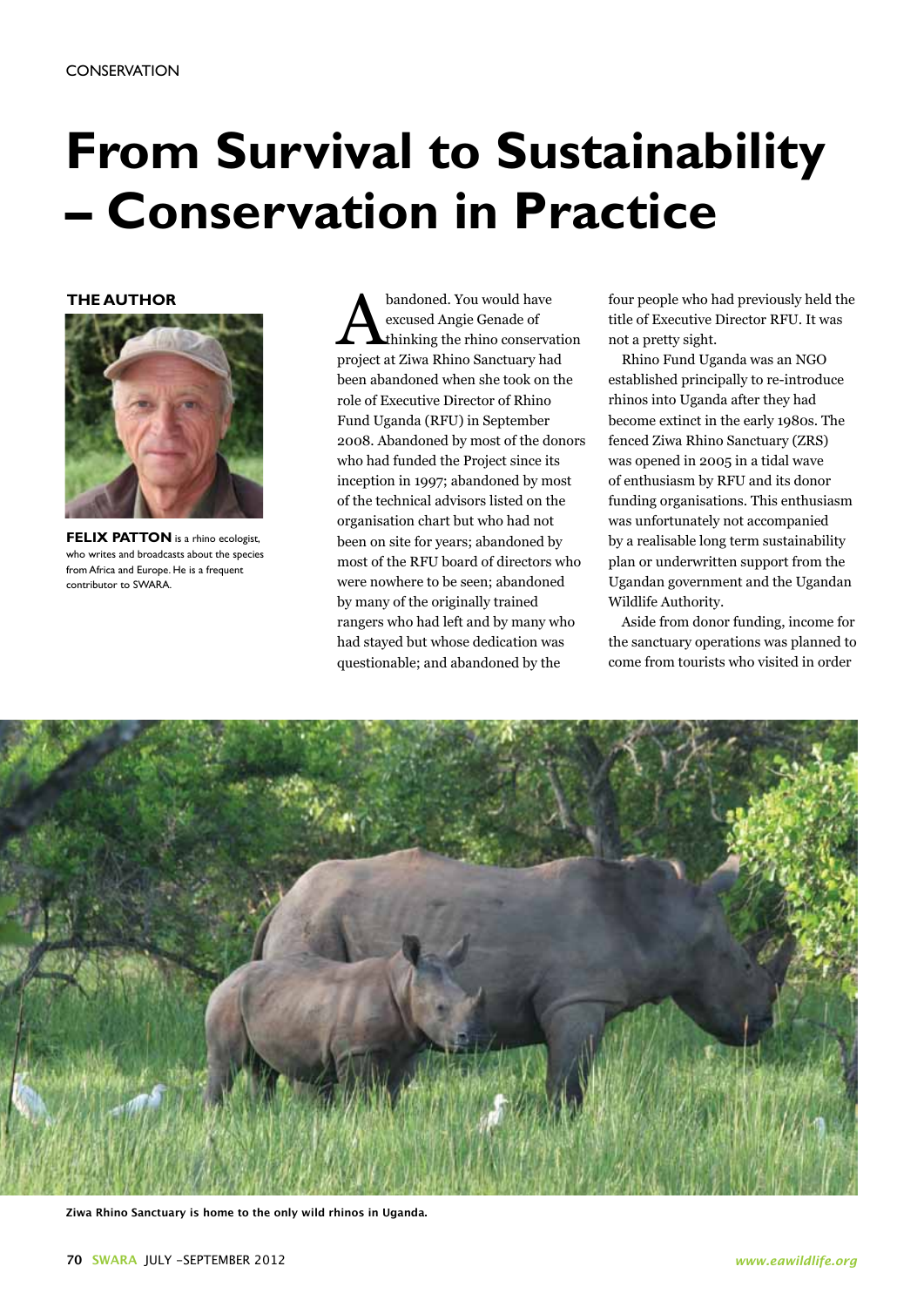CONSERVATION

# From Survival to Sustainability – Conservation in Practice

**THE AUTHOR**

**FELIX PATTON** is a rhino ecologist, who writes and broadcasts about the species from Africa and Europe. He is a frequent contributor to SWARA.

Abandoned. You would have excused Angie Genade of thinking the rhino conservation project at Ziwa Rhino Sanctuary had been abandoned when she took on the role of Executive Director of Rhino Fund Uganda (RFU) in September 2008. Abandoned by most of the donors who had funded the Project since its inception in 1997; abandoned by most of the technical advisors listed on the organisation chart but who had not been on site for years; abandoned by most of the RFU board of directors who were nowhere to be seen; abandoned by many of the originally trained rangers who had left and by many who had stayed but whose dedication was questionable; and abandoned by the four people who had previously held the title of Executive Director RFU. It was not a pretty sight.

Rhino Fund Uganda was an NGO established principally to re-introduce rhinos into Uganda after they had become extinct in the early 1980s. The fenced Ziwa Rhino Sanctuary (ZRS) was opened in 2005 in a tidal wave of enthusiasm by RFU and its donor funding organisations. This enthusiasm was unfortunately not accompanied by a realisable long term sustainability plan or underwritten support from the Ugandan government and the Ugandan Wildlife Authority.

Aside from donor funding, income for the sanctuary operations was planned to come from tourists who visited in order

Ziwa Rhino Sanctuary is home to the only wild rhinos in Uganda.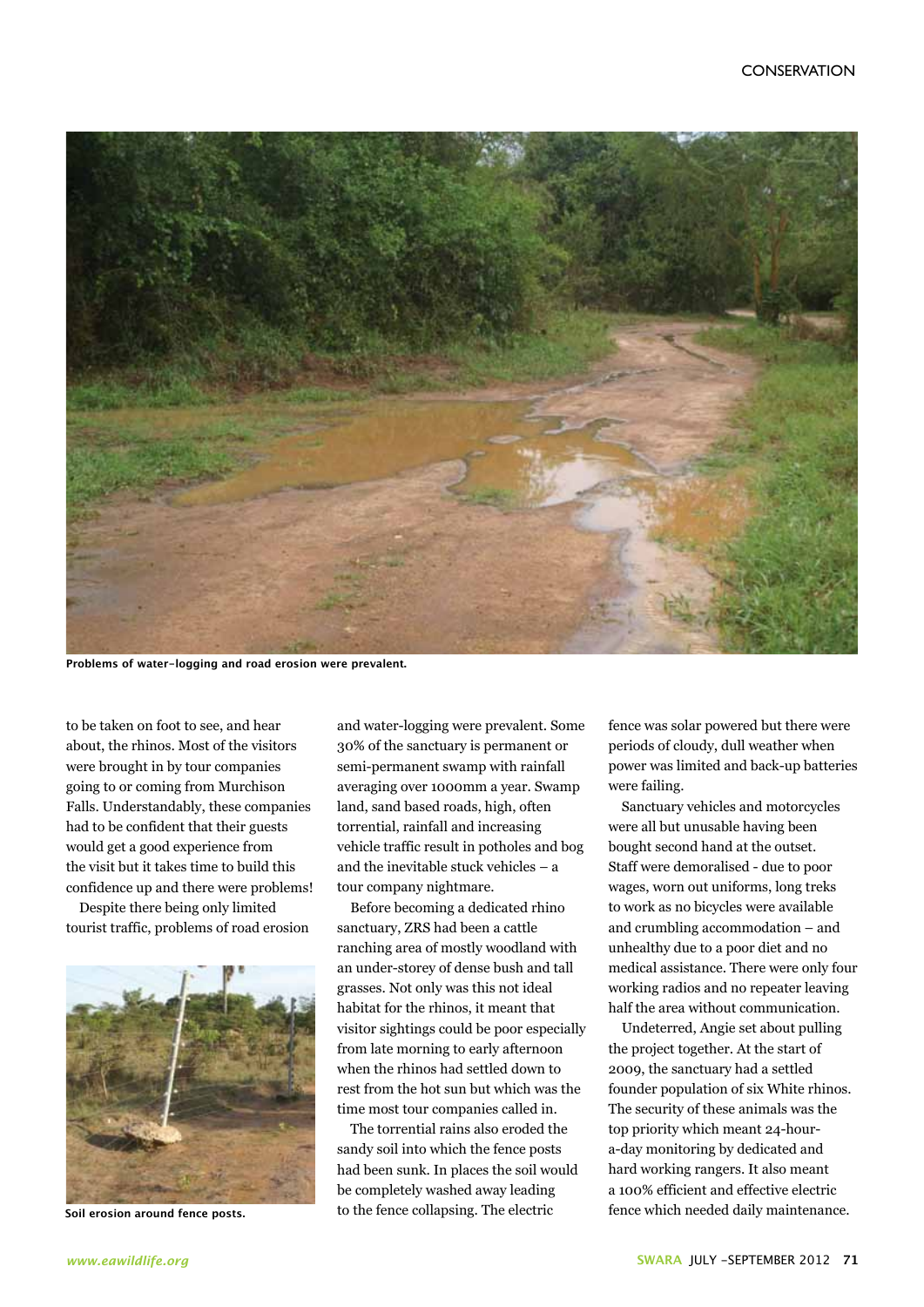Problems of water-logging and road erosion were prevalent.

to be taken on foot to see, and hear about, the rhinos. Most of the visitors were brought in by tour companies going to or coming from Murchison Falls. Understandably, these companies had to be confident that their guests would get a good experience from the visit but it takes time to build this confidence up and there were problems!

Despite there being only limited tourist traffic, problems of road erosion and water-logging were prevalent. Some 30% of the sanctuary is permanent or semi-permanent swamp with rainfall averaging over 1000mm a year. Swamp land, sand based roads, high, often torrential, rainfall and increasing vehicle traffic result in potholes and bog and the inevitable stuck vehicles – a tour company nightmare.

Before becoming a dedicated rhino sanctuary, ZRS had been a cattle ranching area of mostly woodland with an under-storey of dense bush and tall grasses. Not only was this not ideal habitat for the rhinos, it meant that visitor sightings could be poor especially from late morning to early afternoon when the rhinos had settled down to rest from the hot sun but which was the time most tour companies called in.

The torrential rains also eroded the sandy soil into which the fence posts had been sunk. In places the soil would be completely washed away leading to the fence collapsing. The electric fence was solar powered but there were periods of cloudy, dull weather when power was limited and back-up batteries were failing.

Soil erosion around fence posts.

Sanctuary vehicles and motorcycles were all but unusable having been bought second hand at the outset. Staff were demoralised - due to poor wages, worn out uniforms, long treks to work as no bicycles were available and crumbling accommodation – and unhealthy due to a poor diet and no medical assistance. There were only four working radios and no repeater leaving half the area without communication.

Undeterred, Angie set about pulling the project together. At the start of 2009, the sanctuary had a settled founder population of six White rhinos. The security of these animals was the top priority which meant 24-hour-a-day monitoring by dedicated and hard working rangers. It also meant a 100% efficient and effective electric fence which needed daily maintenance.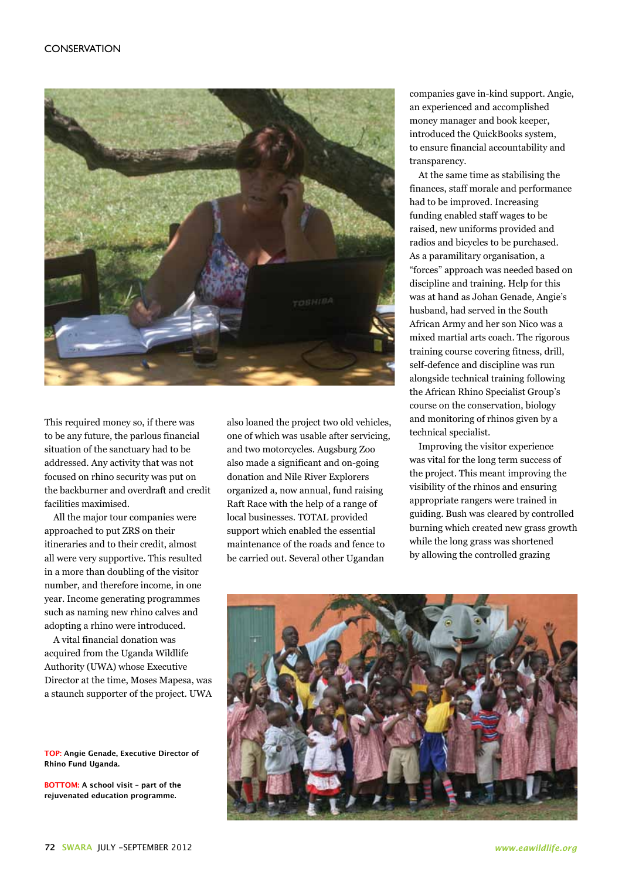This required money so, if there was to be any future, the parlous financial situation of the sanctuary had to be addressed. Any activity that was not focused on rhino security was put on the backburner and overdraft and credit facilities maximised.

All the major tour companies were approached to put ZRS on their itineraries and to their credit, almost all were very supportive. This resulted in a more than doubling of the visitor number, and therefore income, in one year. Income generating programmes such as naming new rhino calves and adopting a rhino were introduced.

A vital financial donation was acquired from the Uganda Wildlife Authority (UWA) whose Executive Director at the time, Moses Mapesa, was a staunch supporter of the project. UWA also loaned the project two old vehicles, one of which was usable after servicing, and two motorcycles. Augsburg Zoo also made a significant and on-going donation and Nile River Explorers organized a, now annual, fund raising Raft Race with the help of a range of local businesses. TOTAL provided support which enabled the essential maintenance of the roads and fence to be carried out. Several other Ugandan companies gave in-kind support. Angie, an experienced and accomplished money manager and book keeper, introduced the QuickBooks system, to ensure financial accountability and transparency.

At the same time as stabilising the finances, staff morale and performance had to be improved. Increasing funding enabled staff wages to be raised, new uniforms provided and radios and bicycles to be purchased. As a paramilitary organisation, a "forces" approach was needed based on discipline and training. Help for this was at hand as Johan Genade, Angie's husband, had served in the South African Army and her son Nico was a mixed martial arts coach. The rigorous training course covering fitness, drill, self-defence and discipline was run alongside technical training following the African Rhino Specialist Group's course on the conservation, biology and monitoring of rhinos given by a technical specialist.

Improving the visitor experience was vital for the long term success of the project. This meant improving the visibility of the rhinos and ensuring appropriate rangers were trained in guiding. Bush was cleared by controlled burning which created new grass growth while the long grass was shortened by allowing the controlled grazing

**TOP:** **Angie Genade, Executive Director of Rhino Fund Uganda.**

**BOTTOM:** **A school visit – part of the rejuvenated education programme.**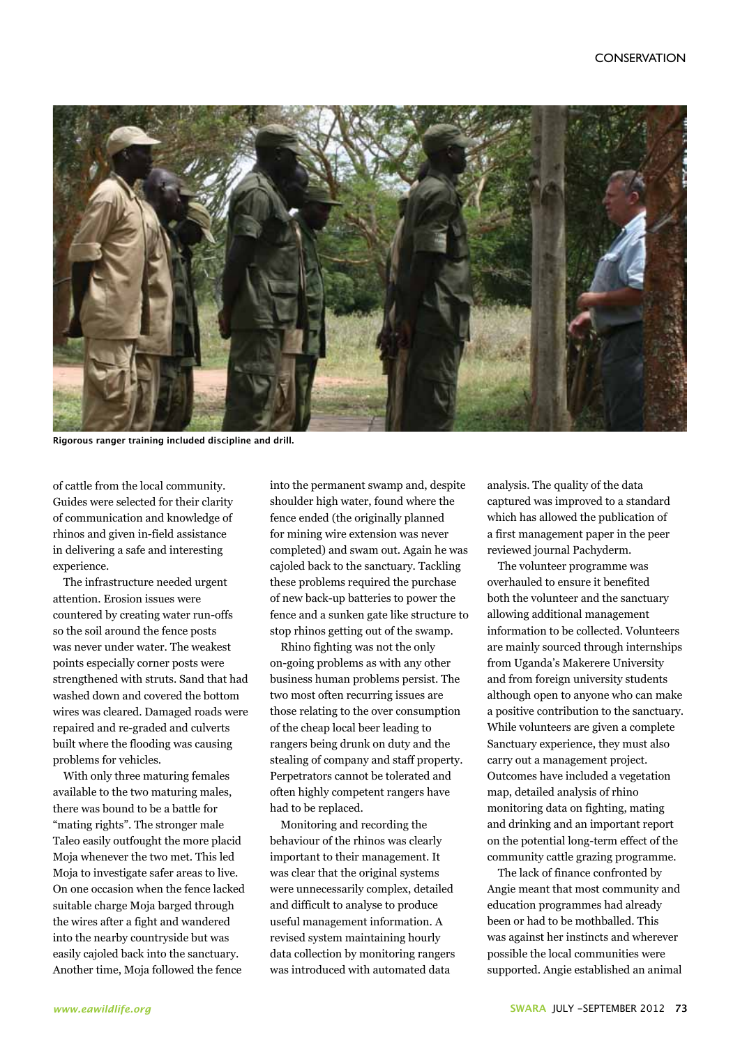Rigorous ranger training included discipline and drill.

of cattle from the local community. Guides were selected for their clarity of communication and knowledge of rhinos and given in-field assistance in delivering a safe and interesting experience.

The infrastructure needed urgent attention. Erosion issues were countered by creating water run-offs so the soil around the fence posts was never under water. The weakest points especially corner posts were strengthened with struts. Sand that had washed down and covered the bottom wires was cleared. Damaged roads were repaired and re-graded and culverts built where the flooding was causing problems for vehicles.

With only three maturing females available to the two maturing males, there was bound to be a battle for "mating rights". The stronger male Taleo easily outfought the more placid Moja whenever the two met. This led Moja to investigate safer areas to live. On one occasion when the fence lacked suitable charge Moja barged through the wires after a fight and wandered into the nearby countryside but was easily cajoled back into the sanctuary. Another time, Moja followed the fence into the permanent swamp and, despite shoulder high water, found where the fence ended (the originally planned for mining wire extension was never completed) and swam out. Again he was cajoled back to the sanctuary. Tackling these problems required the purchase of new back-up batteries to power the fence and a sunken gate like structure to stop rhinos getting out of the swamp.

Rhino fighting was not the only on-going problems as with any other business human problems persist. The two most often recurring issues are those relating to the over consumption of the cheap local beer leading to rangers being drunk on duty and the stealing of company and staff property. Perpetrators cannot be tolerated and often highly competent rangers have had to be replaced.

Monitoring and recording the behaviour of the rhinos was clearly important to their management. It was clear that the original systems were unnecessarily complex, detailed and difficult to analyse to produce useful management information. A revised system maintaining hourly data collection by monitoring rangers was introduced with automated data analysis. The quality of the data captured was improved to a standard which has allowed the publication of a first management paper in the peer reviewed journal Pachyderm.

The volunteer programme was overhauled to ensure it benefited both the volunteer and the sanctuary allowing additional management information to be collected. Volunteers are mainly sourced through internships from Uganda's Makerere University and from foreign university students although open to anyone who can make a positive contribution to the sanctuary. While volunteers are given a complete Sanctuary experience, they must also carry out a management project. Outcomes have included a vegetation map, detailed analysis of rhino monitoring data on fighting, mating and drinking and an important report on the potential long-term effect of the community cattle grazing programme.

The lack of finance confronted by Angie meant that most community and education programmes had already been or had to be mothballed. This was against her instincts and wherever possible the local communities were supported. Angie established an animal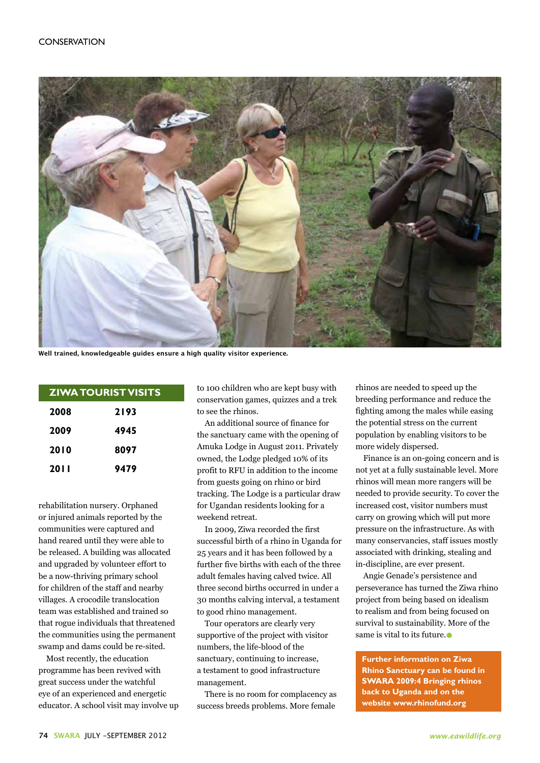Well trained, knowledgeable guides ensure a high quality visitor experience.

| ZIWA TOURIST VISITS | |
|---|---|
| 2008 | 2193 |
| 2009 | 4945 |
| 2010 | 8097 |
| 2011 | 9479 |

rehabilitation nursery. Orphaned or injured animals reported by the communities were captured and hand reared until they were able to be released. A building was allocated and upgraded by volunteer effort to be a now-thriving primary school for children of the staff and nearby villages. A crocodile translocation team was established and trained so that rogue individuals that threatened the communities using the permanent swamp and dams could be re-sited.

Most recently, the education programme has been revived with great success under the watchful eye of an experienced and energetic educator. A school visit may involve up to 100 children who are kept busy with conservation games, quizzes and a trek to see the rhinos.

An additional source of finance for the sanctuary came with the opening of Amuka Lodge in August 2011. Privately owned, the Lodge pledged 10% of its profit to RFU in addition to the income from guests going on rhino or bird tracking. The Lodge is a particular draw for Ugandan residents looking for a weekend retreat.

In 2009, Ziwa recorded the first successful birth of a rhino in Uganda for 25 years and it has been followed by a further five births with each of the three adult females having calved twice. All three second births occurred in under a 30 months calving interval, a testament to good rhino management.

Tour operators are clearly very supportive of the project with visitor numbers, the life-blood of the sanctuary, continuing to increase, a testament to good infrastructure management.

There is no room for complacency as success breeds problems. More female rhinos are needed to speed up the breeding performance and reduce the fighting among the males while easing the potential stress on the current population by enabling visitors to be more widely dispersed.

Finance is an on-going concern and is not yet at a fully sustainable level. More rhinos will mean more rangers will be needed to provide security. To cover the increased cost, visitor numbers must carry on growing which will put more pressure on the infrastructure. As with many conservancies, staff issues mostly associated with drinking, stealing and in-discipline, are ever present.

Angie Genade's persistence and perseverance has turned the Ziwa rhino project from being based on idealism to realism and from being focused on survival to sustainability. More of the same is vital to its future.

**Further information on Ziwa Rhino Sanctuary can be found in SWARA 2009:4 Bringing rhinos back to Uganda and on the website www.rhinofund.org**